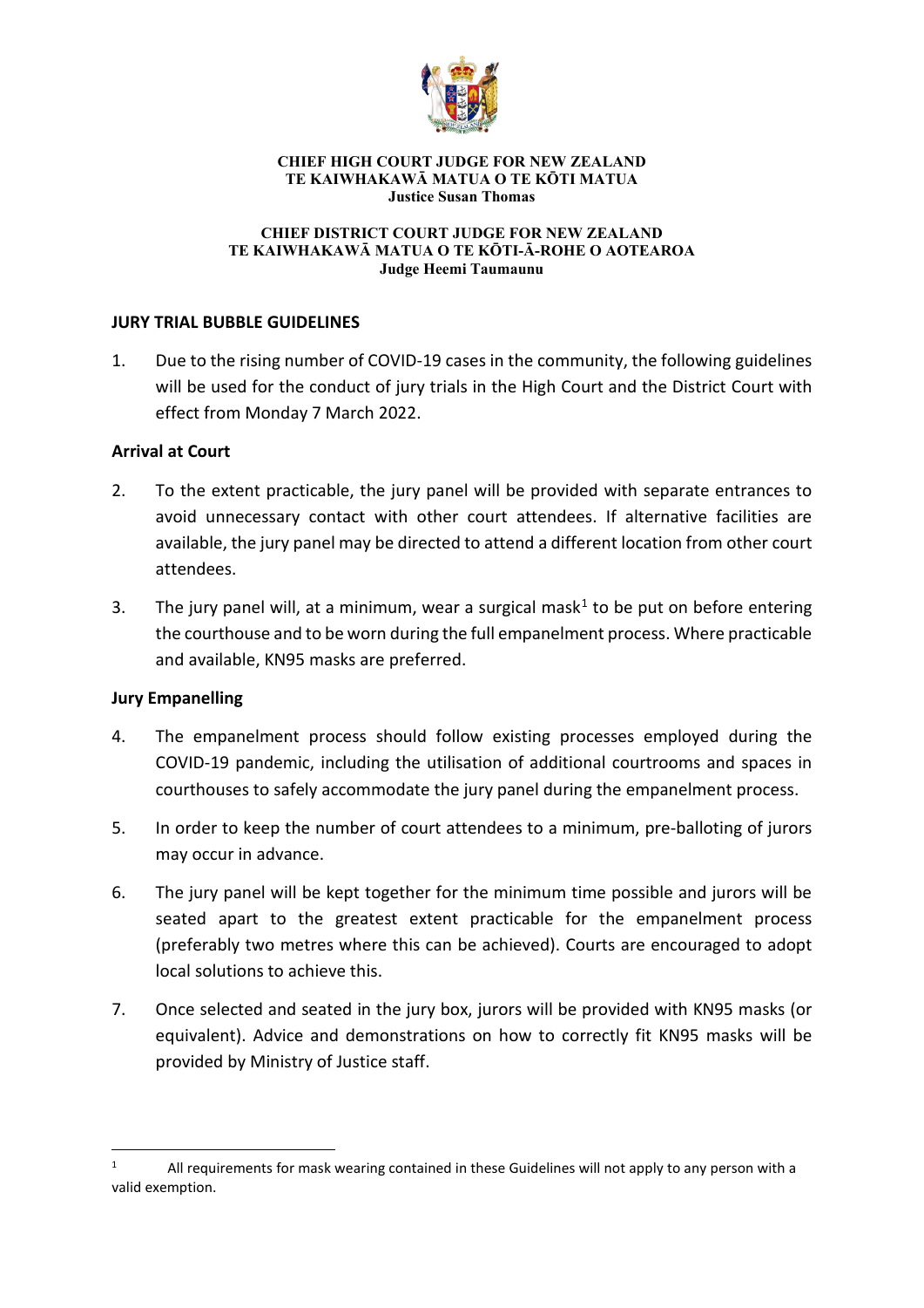**CHIEF HIGH COURT JUDGE FOR NEW ZEALAND**
**TE KAIWHAKAWĀ MATUA O TE KŌTI MATUA**
**Justice Susan Thomas**

**CHIEF DISTRICT COURT JUDGE FOR NEW ZEALAND**
**TE KAIWHAKAWĀ MATUA O TE KŌTI-Ā-ROHE O AOTEAROA**
**Judge Heemi Taumaunu**

## JURY TRIAL BUBBLE GUIDELINES

1. Due to the rising number of COVID-19 cases in the community, the following guidelines will be used for the conduct of jury trials in the High Court and the District Court with effect from Monday 7 March 2022.

### Arrival at Court

2. To the extent practicable, the jury panel will be provided with separate entrances to avoid unnecessary contact with other court attendees. If alternative facilities are available, the jury panel may be directed to attend a different location from other court attendees.

3. The jury panel will, at a minimum, wear a surgical mask[1] to be put on before entering the courthouse and to be worn during the full empanelment process. Where practicable and available, KN95 masks are preferred.

### Jury Empanelling

4. The empanelment process should follow existing processes employed during the COVID-19 pandemic, including the utilisation of additional courtrooms and spaces in courthouses to safely accommodate the jury panel during the empanelment process.

5. In order to keep the number of court attendees to a minimum, pre-balloting of jurors may occur in advance.

6. The jury panel will be kept together for the minimum time possible and jurors will be seated apart to the greatest extent practicable for the empanelment process (preferably two metres where this can be achieved). Courts are encouraged to adopt local solutions to achieve this.

7. Once selected and seated in the jury box, jurors will be provided with KN95 masks (or equivalent). Advice and demonstrations on how to correctly fit KN95 masks will be provided by Ministry of Justice staff.

---

[1] All requirements for mask wearing contained in these Guidelines will not apply to any person with a valid exemption.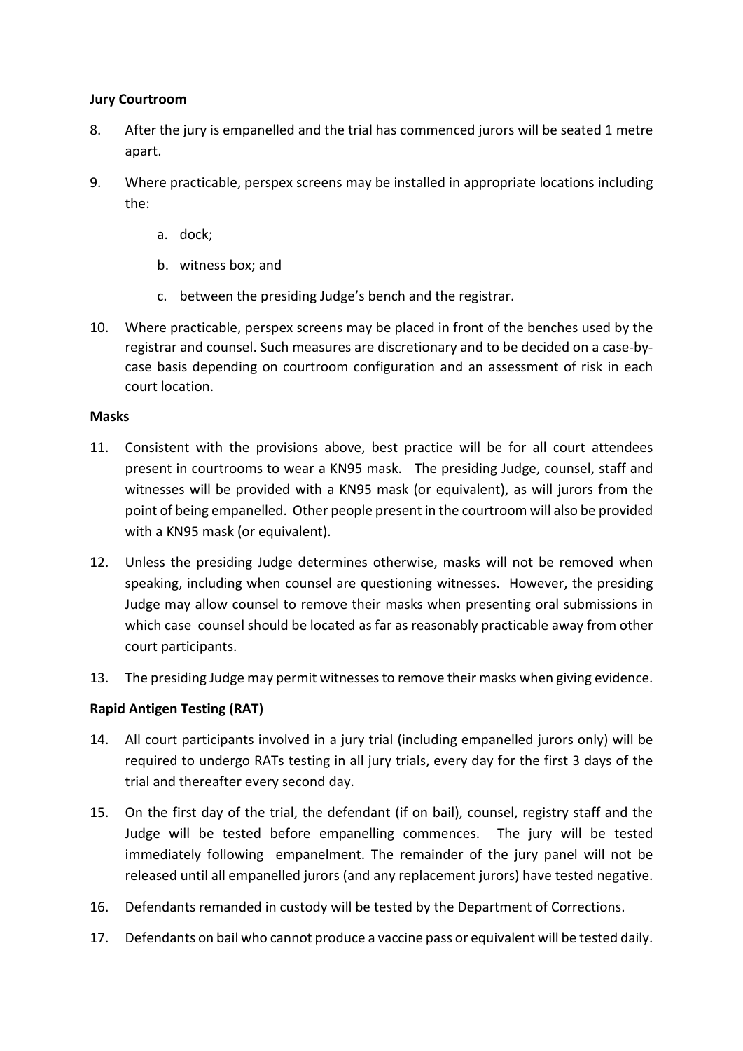**Jury Courtroom**

8. After the jury is empanelled and the trial has commenced jurors will be seated 1 metre apart.

9. Where practicable, perspex screens may be installed in appropriate locations including the:

    a. dock;

    b. witness box; and

    c. between the presiding Judge's bench and the registrar.

10. Where practicable, perspex screens may be placed in front of the benches used by the registrar and counsel. Such measures are discretionary and to be decided on a case-by-case basis depending on courtroom configuration and an assessment of risk in each court location.

**Masks**

11. Consistent with the provisions above, best practice will be for all court attendees present in courtrooms to wear a KN95 mask. The presiding Judge, counsel, staff and witnesses will be provided with a KN95 mask (or equivalent), as will jurors from the point of being empanelled. Other people present in the courtroom will also be provided with a KN95 mask (or equivalent).

12. Unless the presiding Judge determines otherwise, masks will not be removed when speaking, including when counsel are questioning witnesses. However, the presiding Judge may allow counsel to remove their masks when presenting oral submissions in which case counsel should be located as far as reasonably practicable away from other court participants.

13. The presiding Judge may permit witnesses to remove their masks when giving evidence.

**Rapid Antigen Testing (RAT)**

14. All court participants involved in a jury trial (including empanelled jurors only) will be required to undergo RATs testing in all jury trials, every day for the first 3 days of the trial and thereafter every second day.

15. On the first day of the trial, the defendant (if on bail), counsel, registry staff and the Judge will be tested before empanelling commences. The jury will be tested immediately following empanelment. The remainder of the jury panel will not be released until all empanelled jurors (and any replacement jurors) have tested negative.

16. Defendants remanded in custody will be tested by the Department of Corrections.

17. Defendants on bail who cannot produce a vaccine pass or equivalent will be tested daily.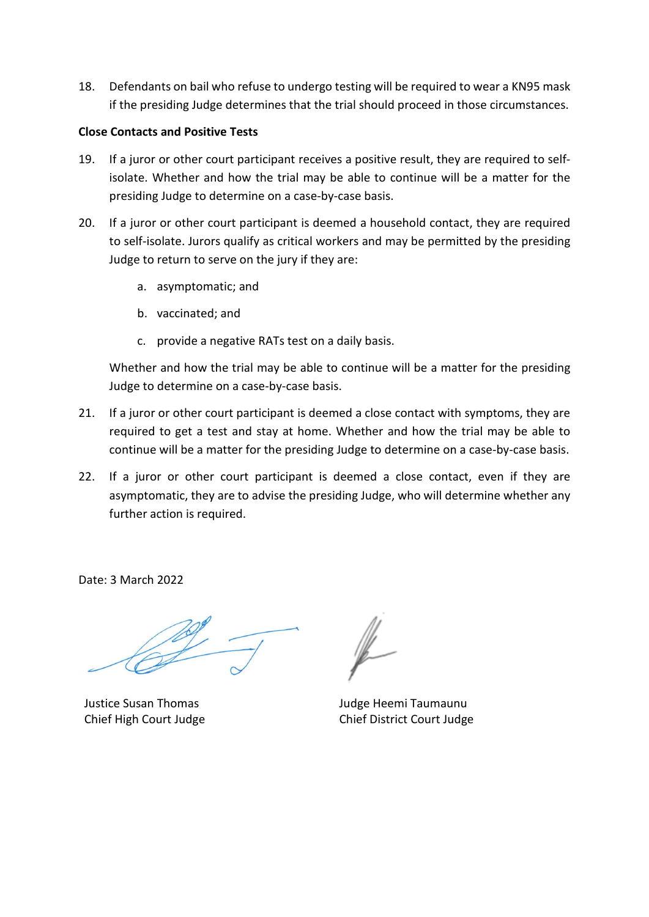18. Defendants on bail who refuse to undergo testing will be required to wear a KN95 mask if the presiding Judge determines that the trial should proceed in those circumstances.

**Close Contacts and Positive Tests**

19. If a juror or other court participant receives a positive result, they are required to self-isolate. Whether and how the trial may be able to continue will be a matter for the presiding Judge to determine on a case-by-case basis.

20. If a juror or other court participant is deemed a household contact, they are required to self-isolate. Jurors qualify as critical workers and may be permitted by the presiding Judge to return to serve on the jury if they are:

    a. asymptomatic; and

    b. vaccinated; and

    c. provide a negative RATs test on a daily basis.

    Whether and how the trial may be able to continue will be a matter for the presiding Judge to determine on a case-by-case basis.

21. If a juror or other court participant is deemed a close contact with symptoms, they are required to get a test and stay at home. Whether and how the trial may be able to continue will be a matter for the presiding Judge to determine on a case-by-case basis.

22. If a juror or other court participant is deemed a close contact, even if they are asymptomatic, they are to advise the presiding Judge, who will determine whether any further action is required.

Date: 3 March 2022

Justice Susan Thomas
Chief High Court Judge

Judge Heemi Taumaunu
Chief District Court Judge